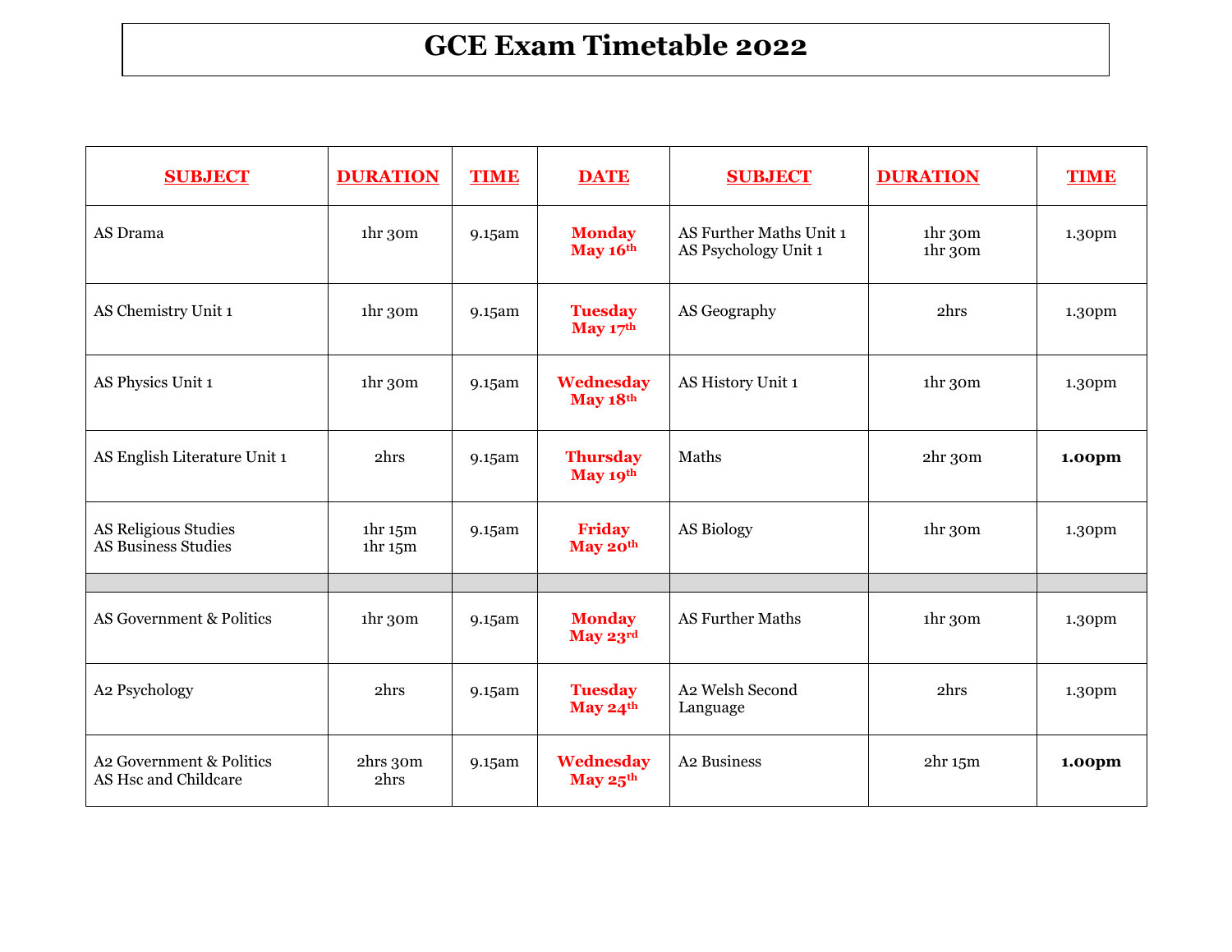# GCE Exam Timetable 2022

| SUBJECT | DURATION | TIME | DATE | SUBJECT | DURATION | TIME |
|---|---|---|---|---|---|---|
| AS Drama | 1hr 30m | 9.15am | **Monday May 16th** | AS Further Maths Unit 1<br>AS Psychology Unit 1 | 1hr 30m<br>1hr 30m | 1.30pm |
| AS Chemistry Unit 1 | 1hr 30m | 9.15am | **Tuesday May 17th** | AS Geography | 2hrs | 1.30pm |
| AS Physics Unit 1 | 1hr 30m | 9.15am | **Wednesday May 18th** | AS History Unit 1 | 1hr 30m | 1.30pm |
| AS English Literature Unit 1 | 2hrs | 9.15am | **Thursday May 19th** | Maths | 2hr 30m | **1.00pm** |
| AS Religious Studies<br>AS Business Studies | 1hr 15m<br>1hr 15m | 9.15am | **Friday May 20th** | AS Biology | 1hr 30m | 1.30pm |
| | | | | | | |
| AS Government & Politics | 1hr 30m | 9.15am | **Monday May 23rd** | AS Further Maths | 1hr 30m | 1.30pm |
| A2 Psychology | 2hrs | 9.15am | **Tuesday May 24th** | A2 Welsh Second Language | 2hrs | 1.30pm |
| A2 Government & Politics<br>AS Hsc and Childcare | 2hrs 30m<br>2hrs | 9.15am | **Wednesday May 25th** | A2 Business | 2hr 15m | **1.00pm** |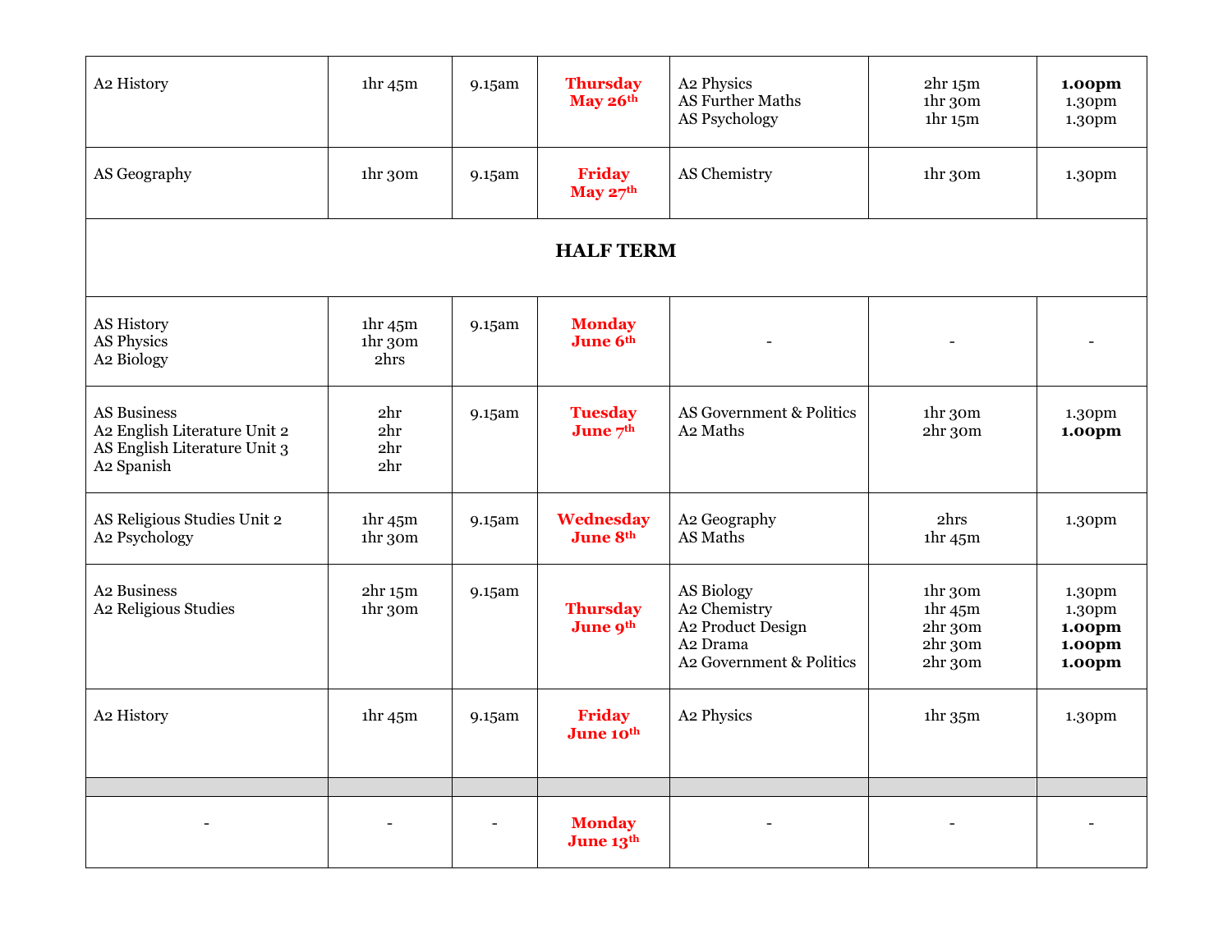| | | | | | | |
|---|---|---|---|---|---|---|
| A2 History | 1hr 45m | 9.15am | **Thursday May 26th** | A2 Physics<br>AS Further Maths<br>AS Psychology | 2hr 15m<br>1hr 30m<br>1hr 15m | **1.00pm**<br>1.30pm<br>1.30pm |
| AS Geography | 1hr 30m | 9.15am | **Friday May 27th** | AS Chemistry | 1hr 30m | 1.30pm |
| **HALF TERM** | | | | | | |
| AS History<br>AS Physics<br>A2 Biology | 1hr 45m<br>1hr 30m<br>2hrs | 9.15am | **Monday June 6th** | - | - | - |
| AS Business<br>A2 English Literature Unit 2<br>AS English Literature Unit 3<br>A2 Spanish | 2hr<br>2hr<br>2hr<br>2hr | 9.15am | **Tuesday June 7th** | AS Government & Politics<br>A2 Maths | 1hr 30m<br>2hr 30m | 1.30pm<br>**1.00pm** |
| AS Religious Studies Unit 2<br>A2 Psychology | 1hr 45m<br>1hr 30m | 9.15am | **Wednesday June 8th** | A2 Geography<br>AS Maths | 2hrs<br>1hr 45m | 1.30pm |
| A2 Business<br>A2 Religious Studies | 2hr 15m<br>1hr 30m | 9.15am | **Thursday June 9th** | AS Biology<br>A2 Chemistry<br>A2 Product Design<br>A2 Drama<br>A2 Government & Politics | 1hr 30m<br>1hr 45m<br>2hr 30m<br>2hr 30m<br>2hr 30m | 1.30pm<br>1.30pm<br>**1.00pm**<br>**1.00pm**<br>**1.00pm** |
| A2 History | 1hr 45m | 9.15am | **Friday June 10th** | A2 Physics | 1hr 35m | 1.30pm |
| | | | | | | |
| - | - | - | **Monday June 13th** | - | - | - |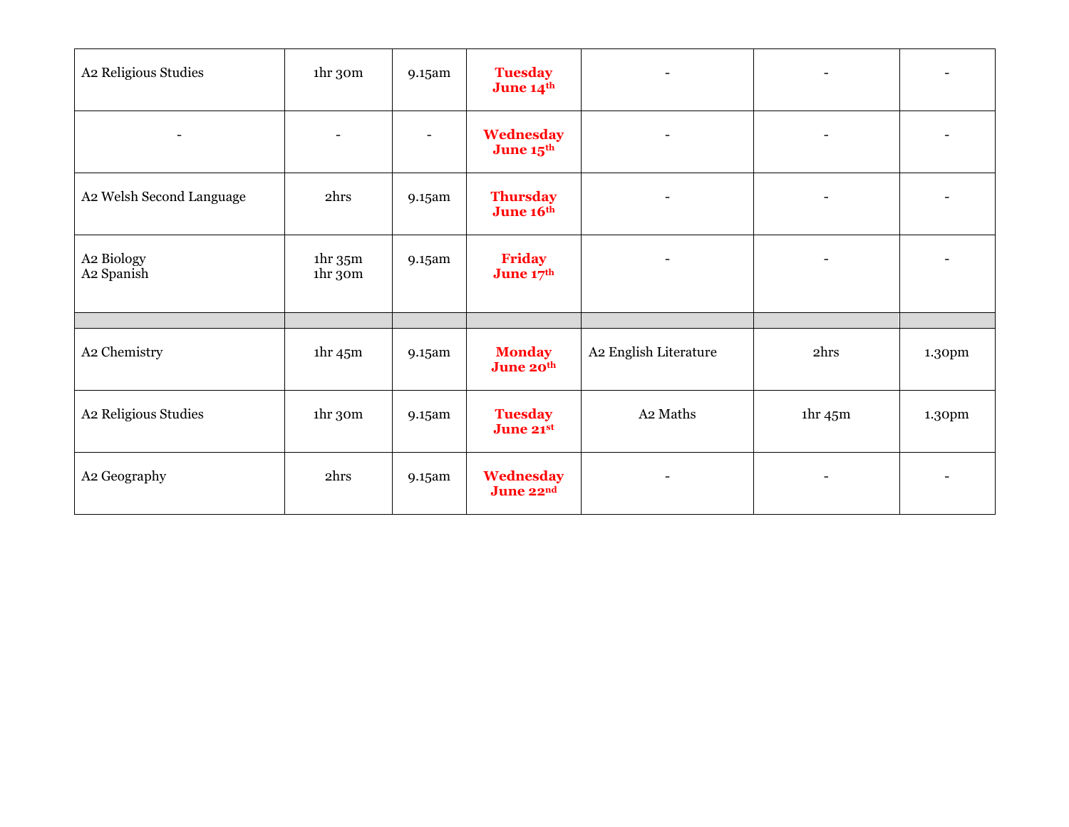| | | | | | | |
|---|---|---|---|---|---|---|
| A2 Religious Studies | 1hr 30m | 9.15am | **Tuesday June 14th** | - | - | - |
| - | - | - | **Wednesday June 15th** | - | - | - |
| A2 Welsh Second Language | 2hrs | 9.15am | **Thursday June 16th** | - | - | - |
| A2 Biology<br>A2 Spanish | 1hr 35m<br>1hr 30m | 9.15am | **Friday June 17th** | - | - | - |
| | | | | | | |
| A2 Chemistry | 1hr 45m | 9.15am | **Monday June 20th** | A2 English Literature | 2hrs | 1.30pm |
| A2 Religious Studies | 1hr 30m | 9.15am | **Tuesday June 21st** | A2 Maths | 1hr 45m | 1.30pm |
| A2 Geography | 2hrs | 9.15am | **Wednesday June 22nd** | - | - | - |